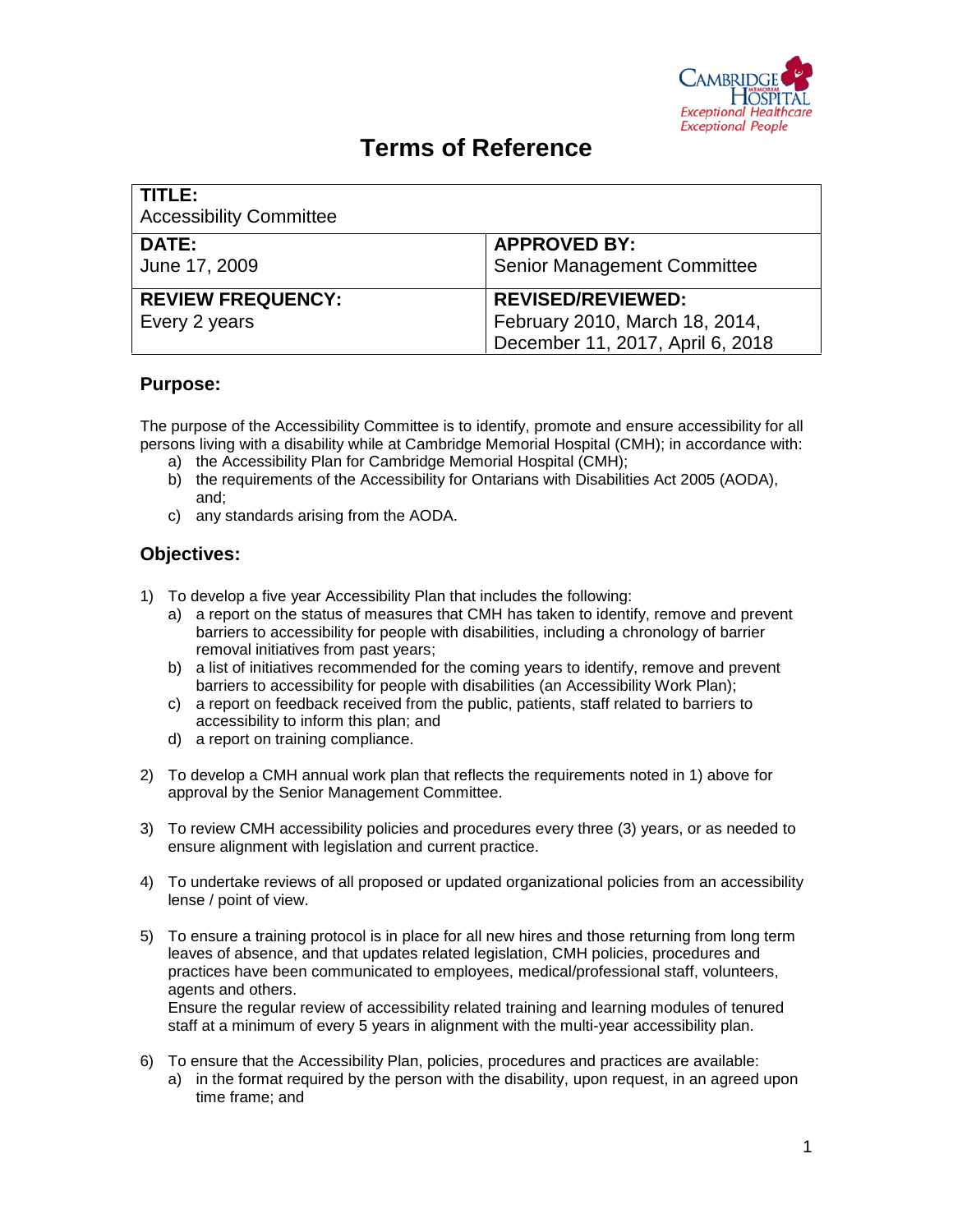# Terms of Reference

| **TITLE:** Accessibility Committee | |
|---|---|
| **DATE:** June 17, 2009 | **APPROVED BY:** Senior Management Committee |
| **REVIEW FREQUENCY:** Every 2 years | **REVISED/REVIEWED:** February 2010, March 18, 2014, December 11, 2017, April 6, 2018 |

## Purpose:

The purpose of the Accessibility Committee is to identify, promote and ensure accessibility for all persons living with a disability while at Cambridge Memorial Hospital (CMH); in accordance with:

a) the Accessibility Plan for Cambridge Memorial Hospital (CMH);
b) the requirements of the Accessibility for Ontarians with Disabilities Act 2005 (AODA), and;
c) any standards arising from the AODA.

## Objectives:

1) To develop a five year Accessibility Plan that includes the following:
   a) a report on the status of measures that CMH has taken to identify, remove and prevent barriers to accessibility for people with disabilities, including a chronology of barrier removal initiatives from past years;
   b) a list of initiatives recommended for the coming years to identify, remove and prevent barriers to accessibility for people with disabilities (an Accessibility Work Plan);
   c) a report on feedback received from the public, patients, staff related to barriers to accessibility to inform this plan; and
   d) a report on training compliance.

2) To develop a CMH annual work plan that reflects the requirements noted in 1) above for approval by the Senior Management Committee.

3) To review CMH accessibility policies and procedures every three (3) years, or as needed to ensure alignment with legislation and current practice.

4) To undertake reviews of all proposed or updated organizational policies from an accessibility lense / point of view.

5) To ensure a training protocol is in place for all new hires and those returning from long term leaves of absence, and that updates related legislation, CMH policies, procedures and practices have been communicated to employees, medical/professional staff, volunteers, agents and others.
   Ensure the regular review of accessibility related training and learning modules of tenured staff at a minimum of every 5 years in alignment with the multi-year accessibility plan.

6) To ensure that the Accessibility Plan, policies, procedures and practices are available:
   a) in the format required by the person with the disability, upon request, in an agreed upon time frame; and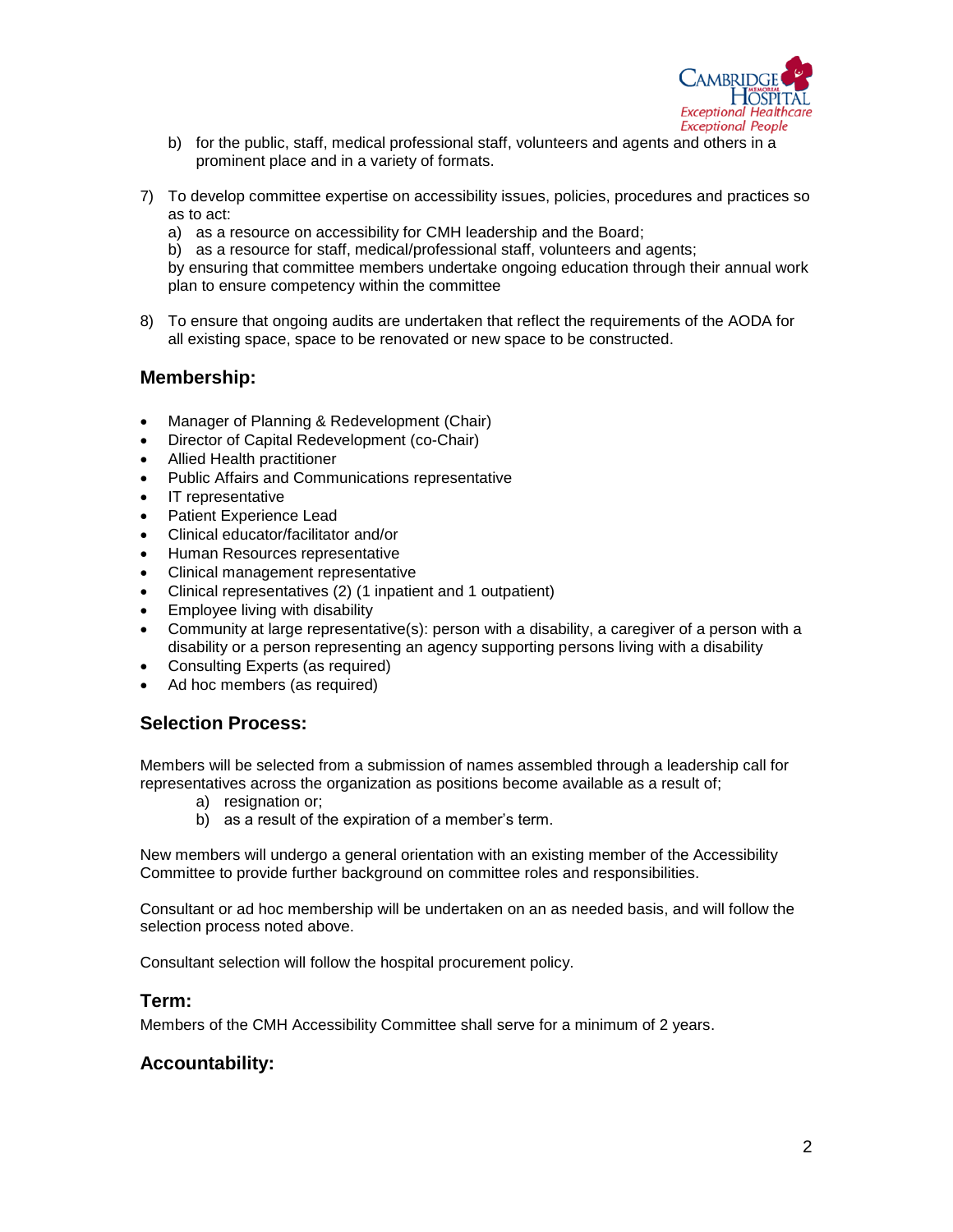b) for the public, staff, medical professional staff, volunteers and agents and others in a prominent place and in a variety of formats.

7) To develop committee expertise on accessibility issues, policies, procedures and practices so as to act:
   a) as a resource on accessibility for CMH leadership and the Board;
   b) as a resource for staff, medical/professional staff, volunteers and agents;

   by ensuring that committee members undertake ongoing education through their annual work plan to ensure competency within the committee

8) To ensure that ongoing audits are undertaken that reflect the requirements of the AODA for all existing space, space to be renovated or new space to be constructed.

## Membership:

- Manager of Planning & Redevelopment (Chair)
- Director of Capital Redevelopment (co-Chair)
- Allied Health practitioner
- Public Affairs and Communications representative
- IT representative
- Patient Experience Lead
- Clinical educator/facilitator and/or
- Human Resources representative
- Clinical management representative
- Clinical representatives (2) (1 inpatient and 1 outpatient)
- Employee living with disability
- Community at large representative(s): person with a disability, a caregiver of a person with a disability or a person representing an agency supporting persons living with a disability
- Consulting Experts (as required)
- Ad hoc members (as required)

## Selection Process:

Members will be selected from a submission of names assembled through a leadership call for representatives across the organization as positions become available as a result of;

   a) resignation or;
   b) as a result of the expiration of a member's term.

New members will undergo a general orientation with an existing member of the Accessibility Committee to provide further background on committee roles and responsibilities.

Consultant or ad hoc membership will be undertaken on an as needed basis, and will follow the selection process noted above.

Consultant selection will follow the hospital procurement policy.

## Term:

Members of the CMH Accessibility Committee shall serve for a minimum of 2 years.

## Accountability: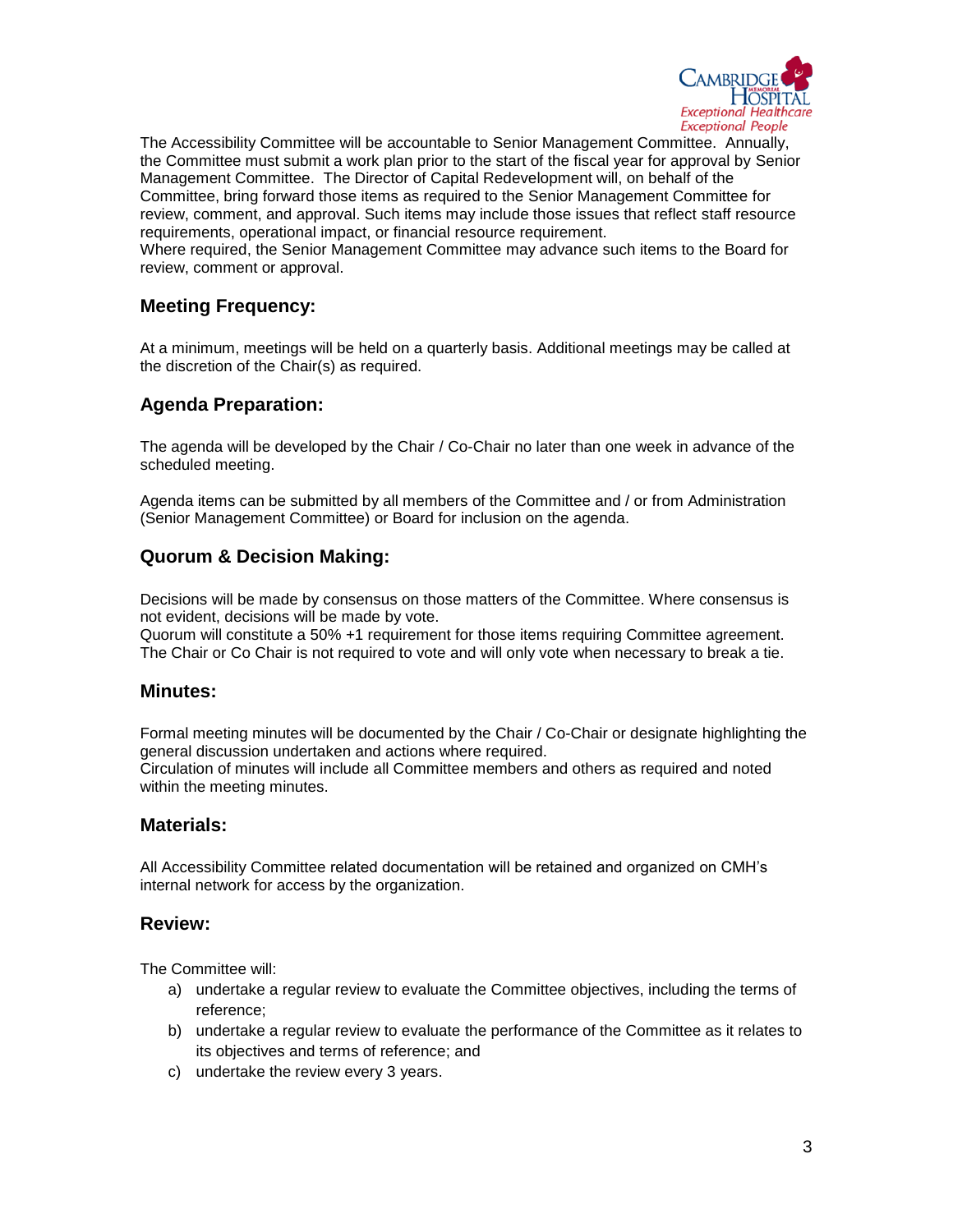The Accessibility Committee will be accountable to Senior Management Committee. Annually, the Committee must submit a work plan prior to the start of the fiscal year for approval by Senior Management Committee. The Director of Capital Redevelopment will, on behalf of the Committee, bring forward those items as required to the Senior Management Committee for review, comment, and approval. Such items may include those issues that reflect staff resource requirements, operational impact, or financial resource requirement.
Where required, the Senior Management Committee may advance such items to the Board for review, comment or approval.

## Meeting Frequency:

At a minimum, meetings will be held on a quarterly basis. Additional meetings may be called at the discretion of the Chair(s) as required.

## Agenda Preparation:

The agenda will be developed by the Chair / Co-Chair no later than one week in advance of the scheduled meeting.

Agenda items can be submitted by all members of the Committee and / or from Administration (Senior Management Committee) or Board for inclusion on the agenda.

## Quorum & Decision Making:

Decisions will be made by consensus on those matters of the Committee. Where consensus is not evident, decisions will be made by vote.
Quorum will constitute a 50% +1 requirement for those items requiring Committee agreement. The Chair or Co Chair is not required to vote and will only vote when necessary to break a tie.

## Minutes:

Formal meeting minutes will be documented by the Chair / Co-Chair or designate highlighting the general discussion undertaken and actions where required.
Circulation of minutes will include all Committee members and others as required and noted within the meeting minutes.

## Materials:

All Accessibility Committee related documentation will be retained and organized on CMH's internal network for access by the organization.

## Review:

The Committee will:

a) undertake a regular review to evaluate the Committee objectives, including the terms of reference;
b) undertake a regular review to evaluate the performance of the Committee as it relates to its objectives and terms of reference; and
c) undertake the review every 3 years.